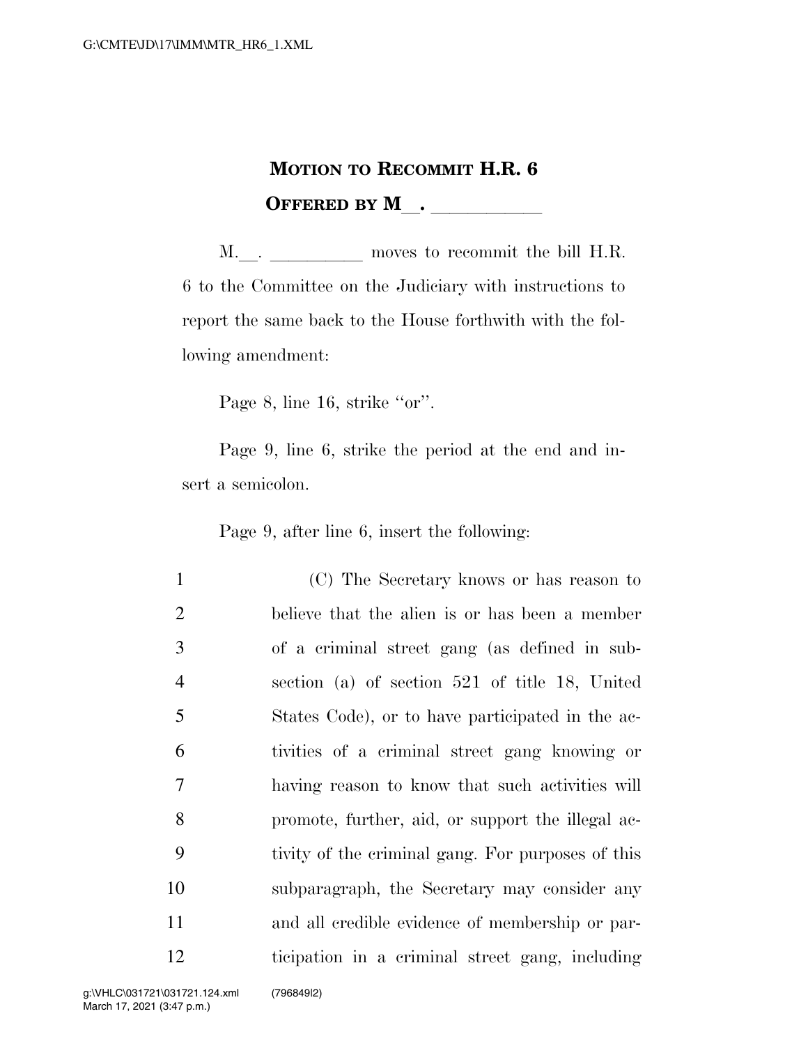# MOTION TO RECOMMIT H.R. 6

## OFFERED BY M\_\_. \_\_\_\_\_\_\_\_\_\_\_

M\_\_. \_\_\_\_\_\_\_\_\_\_ moves to recommit the bill H.R. 6 to the Committee on the Judiciary with instructions to report the same back to the House forthwith with the following amendment:

Page 8, line 16, strike ''or''.

Page 9, line 6, strike the period at the end and insert a semicolon.

Page 9, after line 6, insert the following:

1 (C) The Secretary knows or has reason to
2 believe that the alien is or has been a member
3 of a criminal street gang (as defined in sub-
4 section (a) of section 521 of title 18, United
5 States Code), or to have participated in the ac-
6 tivities of a criminal street gang knowing or
7 having reason to know that such activities will
8 promote, further, aid, or support the illegal ac-
9 tivity of the criminal gang. For purposes of this
10 subparagraph, the Secretary may consider any
11 and all credible evidence of membership or par-
12 ticipation in a criminal street gang, including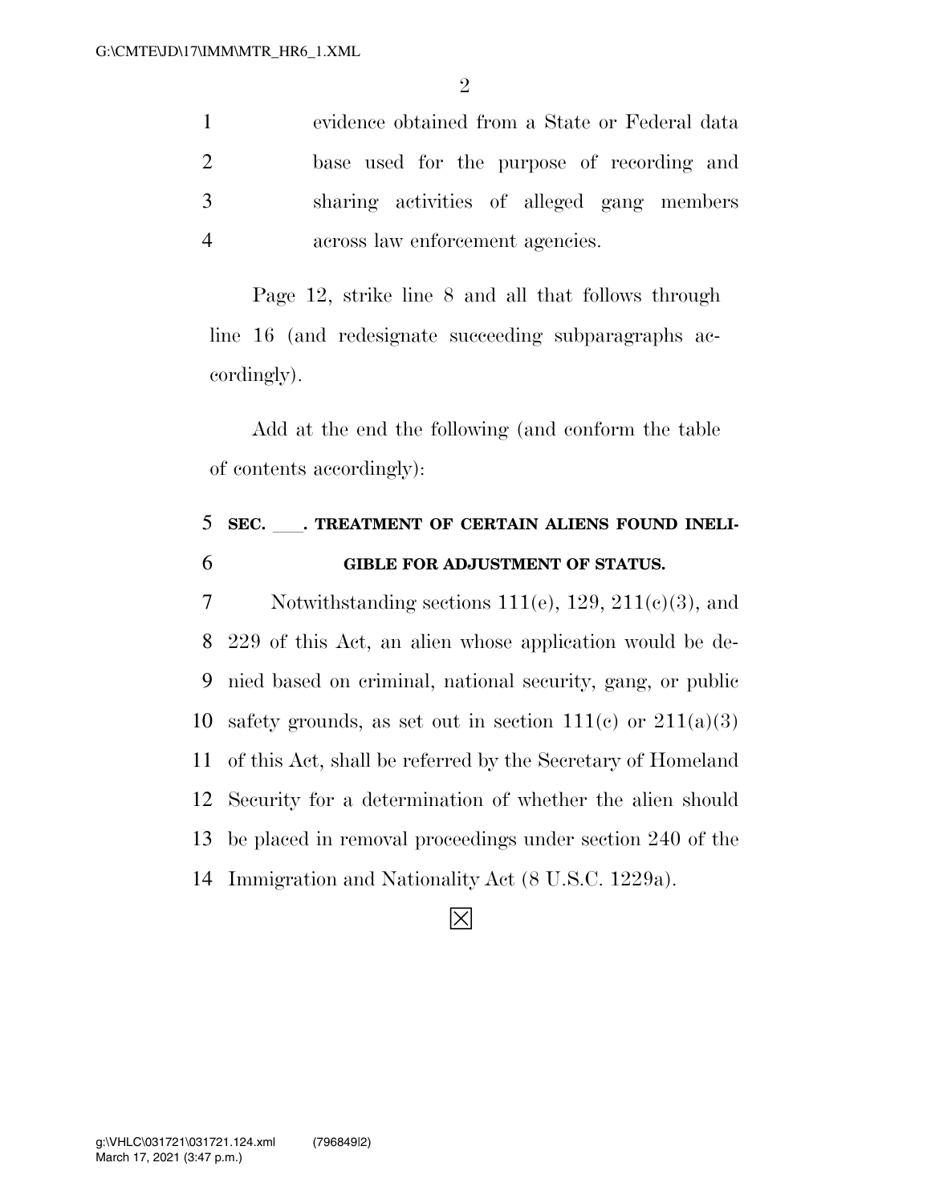evidence obtained from a State or Federal data base used for the purpose of recording and sharing activities of alleged gang members across law enforcement agencies.

Page 12, strike line 8 and all that follows through line 16 (and redesignate succeeding subparagraphs accordingly).

Add at the end the following (and conform the table of contents accordingly):

**SEC. \_\_\_\_. TREATMENT OF CERTAIN ALIENS FOUND INELIGIBLE FOR ADJUSTMENT OF STATUS.**

Notwithstanding sections 111(e), 129, 211(c)(3), and 229 of this Act, an alien whose application would be denied based on criminal, national security, gang, or public safety grounds, as set out in section 111(c) or 211(a)(3) of this Act, shall be referred by the Secretary of Homeland Security for a determination of whether the alien should be placed in removal proceedings under section 240 of the Immigration and Nationality Act (8 U.S.C. 1229a).